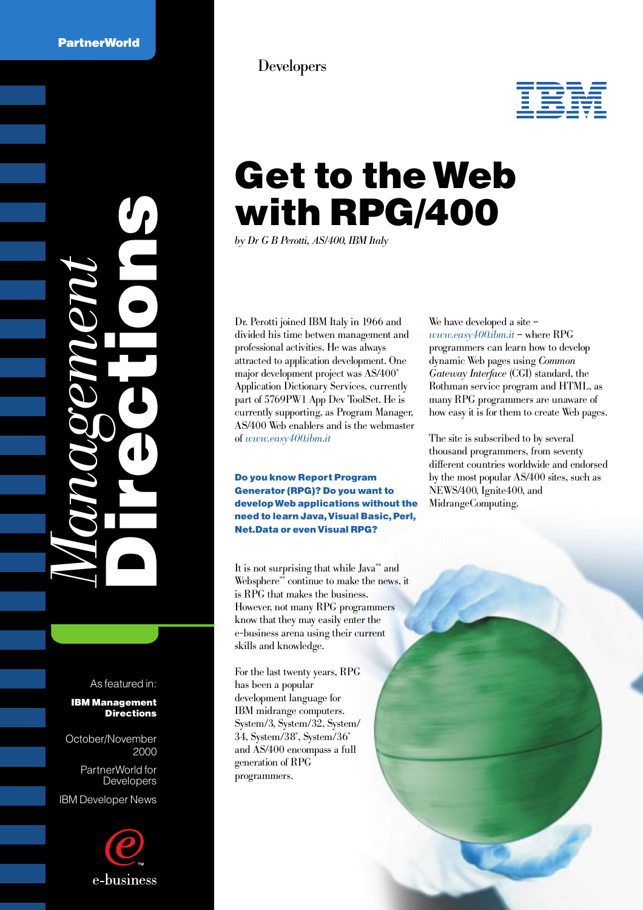PartnerWorld

Developers

IBM

# Get to the Web with RPG/400

*by Dr G B Perotti, AS/400, IBM Italy*

Dr. Perotti joined IBM Italy in 1966 and divided his time between management and professional activities. He was always attracted to application development. One major development project was AS/400* Application Dictionary Services, currently part of 5769PW1 App Dev ToolSet. He is currently supporting, as Program Manager, AS/400 Web enablers and is the webmaster of *www.easy400.ibm.it*

**Do you know Report Program Generator (RPG)? Do you want to develop Web applications without the need to learn Java, Visual Basic, Perl, Net.Data or even Visual RPG?**

It is not surprising that while Java** and Websphere** continue to make the news, it is RPG that makes the business. However, not many RPG programmers know that they may easily enter the e-business arena using their current skills and knowledge.

For the last twenty years, RPG has been a popular development language for IBM midrange computers. System/3, System/32, System/34, System/38*, System/36* and AS/400 encompass a full generation of RPG programmers.

We have developed a site – *www.easy400.ibm.it* – where RPG programmers can learn how to develop dynamic Web pages using *Common Gateway Interface* (CGI) standard, the Rothman service program and HTML, as many RPG programmers are unaware of how easy it is for them to create Web pages.

The site is subscribed to by several thousand programmers, from seventy different countries worldwide and endorsed by the most popular AS/400 sites, such as NEWS/400, Ignite400, and MidrangeComputing.

*Management* **Directions**

As featured in:

**IBM Management Directions**

October/November 2000

PartnerWorld for Developers

IBM Developer News

e-business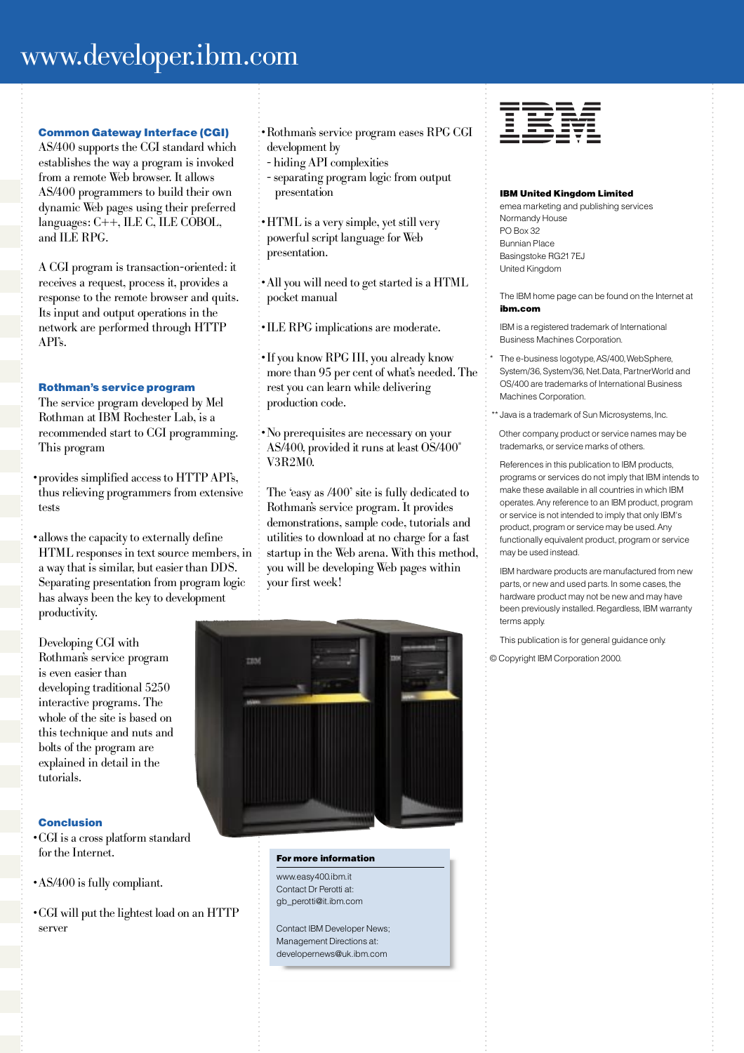# www.developer.ibm.com

## Common Gateway Interface (CGI)

AS/400 supports the CGI standard which establishes the way a program is invoked from a remote Web browser. It allows AS/400 programmers to build their own dynamic Web pages using their preferred languages: C++, ILE C, ILE COBOL, and ILE RPG.

A CGI program is transaction-oriented: it receives a request, process it, provides a response to the remote browser and quits. Its input and output operations in the network are performed through HTTP API's.

## Rothman's service program

The service program developed by Mel Rothman at IBM Rochester Lab, is a recommended start to CGI programming. This program

- provides simplified access to HTTP API's, thus relieving programmers from extensive tests
- allows the capacity to externally define HTML responses in text source members, in a way that is similar, but easier than DDS. Separating presentation from program logic has always been the key to development productivity.

Developing CGI with Rothman's service program is even easier than developing traditional 5250 interactive programs. The whole of the site is based on this technique and nuts and bolts of the program are explained in detail in the tutorials.

## Conclusion

- CGI is a cross platform standard for the Internet.
- AS/400 is fully compliant.
- CGI will put the lightest load on an HTTP server

- Rothman's service program eases RPG CGI development by
  - hiding API complexities
  - separating program logic from output presentation
- HTML is a very simple, yet still very powerful script language for Web presentation.
- All you will need to get started is a HTML pocket manual
- ILE RPG implications are moderate.
- If you know RPG III, you already know more than 95 per cent of what's needed. The rest you can learn while delivering production code.
- No prerequisites are necessary on your AS/400, provided it runs at least OS/400* V3R2M0.

The 'easy as /400' site is fully dedicated to Rothman's service program. It provides demonstrations, sample code, tutorials and utilities to download at no charge for a fast startup in the Web arena. With this method, you will be developing Web pages within your first week!

**For more information**

www.easy400.ibm.it
Contact Dr Perotti at:
gb_perotti@it.ibm.com

Contact IBM Developer News;
Management Directions at:
developernews@uk.ibm.com

**IBM United Kingdom Limited**
emea marketing and publishing services
Normandy House
PO Box 32
Bunnian Place
Basingstoke RG21 7EJ
United Kingdom

The IBM home page can be found on the Internet at **ibm.com**

IBM is a registered trademark of International Business Machines Corporation.

\* The e-business logotype, AS/400, WebSphere, System/36, System/36, Net.Data, PartnerWorld and OS/400 are trademarks of International Business Machines Corporation.

** Java is a trademark of Sun Microsystems, Inc.

Other company, product or service names may be trademarks, or service marks of others.

References in this publication to IBM products, programs or services do not imply that IBM intends to make these available in all countries in which IBM operates. Any reference to an IBM product, program or service is not intended to imply that only IBM's product, program or service may be used. Any functionally equivalent product, program or service may be used instead.

IBM hardware products are manufactured from new parts, or new and used parts. In some cases, the hardware product may not be new and may have been previously installed. Regardless, IBM warranty terms apply.

This publication is for general guidance only.

© Copyright IBM Corporation 2000.